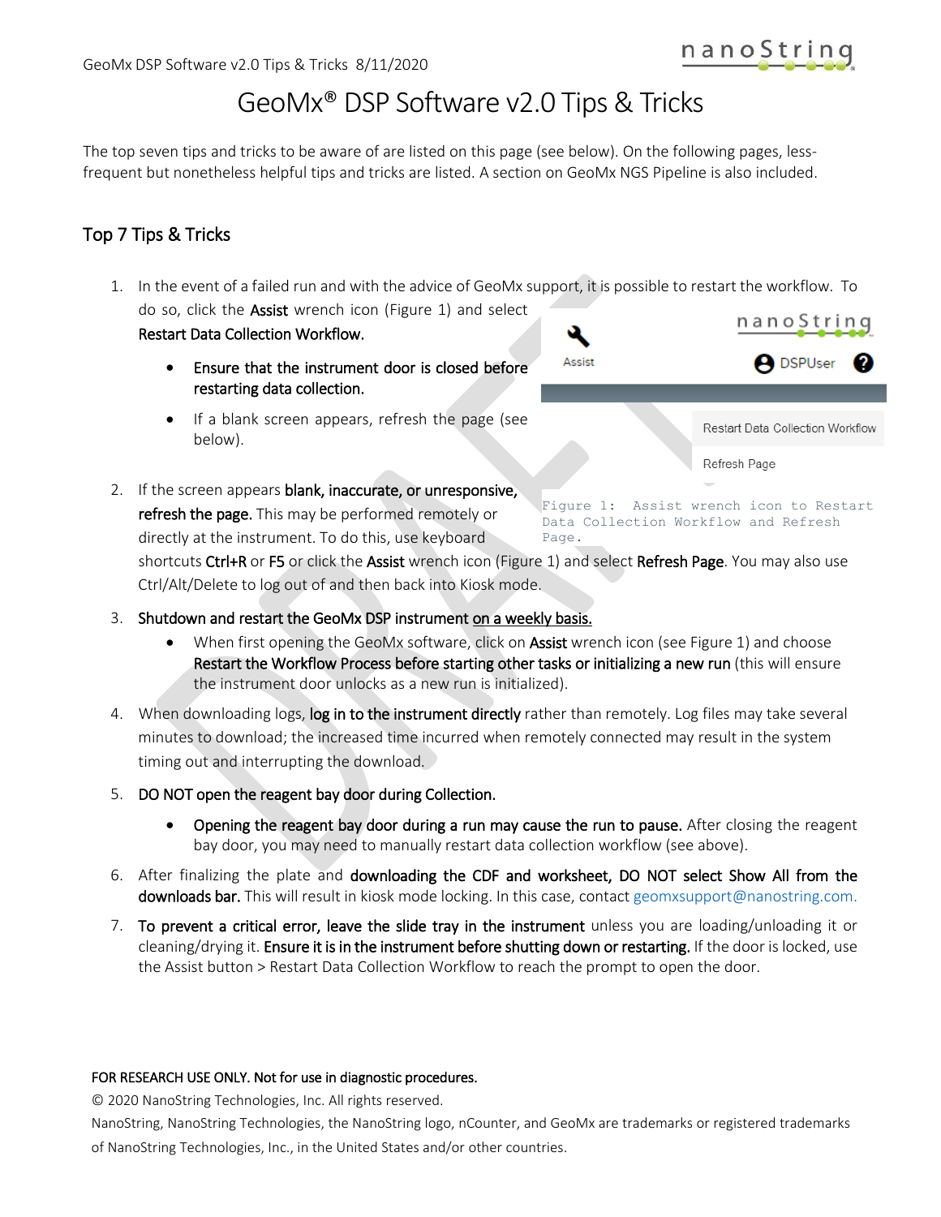# GeoMx® DSP Software v2.0 Tips & Tricks

The top seven tips and tricks to be aware of are listed on this page (see below). On the following pages, less-frequent but nonetheless helpful tips and tricks are listed. A section on GeoMx NGS Pipeline is also included.

## Top 7 Tips & Tricks

1. In the event of a failed run and with the advice of GeoMx support, it is possible to restart the workflow. To do so, click the **Assist** wrench icon (Figure 1) and select **Restart Data Collection Workflow.**
   - **Ensure that the instrument door is closed before restarting data collection.**
   - If a blank screen appears, refresh the page (see below).

Figure 1: Assist wrench icon to Restart Data Collection Workflow and Refresh Page.

2. If the screen appears **blank, inaccurate, or unresponsive, refresh the page.** This may be performed remotely or directly at the instrument. To do this, use keyboard shortcuts **Ctrl+R** or **F5** or click the **Assist** wrench icon (Figure 1) and select **Refresh Page**. You may also use Ctrl/Alt/Delete to log out of and then back into Kiosk mode.
3. **Shutdown and restart the GeoMx DSP instrument on a weekly basis.**
   - When first opening the GeoMx software, click on **Assist** wrench icon (see Figure 1) and choose **Restart the Workflow Process before starting other tasks or initializing a new run** (this will ensure the instrument door unlocks as a new run is initialized).
4. When downloading logs, **log in to the instrument directly** rather than remotely. Log files may take several minutes to download; the increased time incurred when remotely connected may result in the system timing out and interrupting the download.
5. **DO NOT open the reagent bay door during Collection.**
   - **Opening the reagent bay door during a run may cause the run to pause.** After closing the reagent bay door, you may need to manually restart data collection workflow (see above).
6. After finalizing the plate and **downloading the CDF and worksheet, DO NOT select Show All from the downloads bar.** This will result in kiosk mode locking. In this case, contact geomxsupport@nanostring.com.
7. **To prevent a critical error, leave the slide tray in the instrument** unless you are loading/unloading it or cleaning/drying it. **Ensure it is in the instrument before shutting down or restarting.** If the door is locked, use the Assist button > Restart Data Collection Workflow to reach the prompt to open the door.

**FOR RESEARCH USE ONLY. Not for use in diagnostic procedures.**

© 2020 NanoString Technologies, Inc. All rights reserved.

NanoString, NanoString Technologies, the NanoString logo, nCounter, and GeoMx are trademarks or registered trademarks of NanoString Technologies, Inc., in the United States and/or other countries.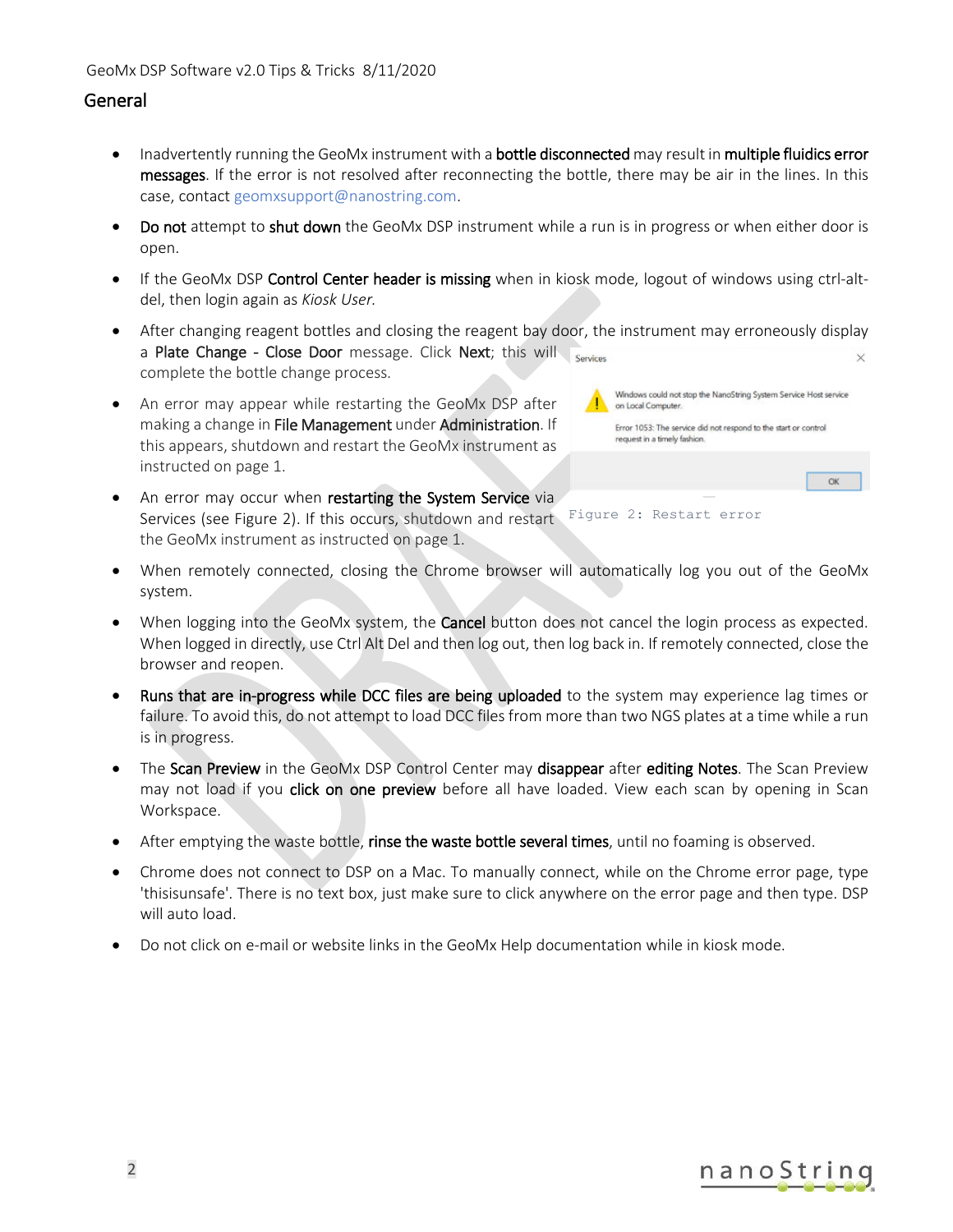## General

- Inadvertently running the GeoMx instrument with a **bottle disconnected** may result in **multiple fluidics error messages**. If the error is not resolved after reconnecting the bottle, there may be air in the lines. In this case, contact geomxsupport@nanostring.com.
- **Do not** attempt to **shut down** the GeoMx DSP instrument while a run is in progress or when either door is open.
- If the GeoMx DSP **Control Center header is missing** when in kiosk mode, logout of windows using ctrl-alt-del, then login again as *Kiosk User.*
- After changing reagent bottles and closing the reagent bay door, the instrument may erroneously display a **Plate Change - Close Door** message. Click **Next**; this will complete the bottle change process.
- An error may appear while restarting the GeoMx DSP after making a change in **File Management** under **Administration**. If this appears, shutdown and restart the GeoMx instrument as instructed on page 1.
- An error may occur when **restarting the System Service** via Services (see Figure 2). If this occurs, shutdown and restart the GeoMx instrument as instructed on page 1.

Figure 2: Restart error

- When remotely connected, closing the Chrome browser will automatically log you out of the GeoMx system.
- When logging into the GeoMx system, the **Cancel** button does not cancel the login process as expected. When logged in directly, use Ctrl Alt Del and then log out, then log back in. If remotely connected, close the browser and reopen.
- **Runs that are in-progress while DCC files are being uploaded** to the system may experience lag times or failure. To avoid this, do not attempt to load DCC files from more than two NGS plates at a time while a run is in progress.
- The **Scan Preview** in the GeoMx DSP Control Center may **disappear** after **editing Notes**. The Scan Preview may not load if you **click on one preview** before all have loaded. View each scan by opening in Scan Workspace.
- After emptying the waste bottle, **rinse the waste bottle several times**, until no foaming is observed.
- Chrome does not connect to DSP on a Mac. To manually connect, while on the Chrome error page, type 'thisisunsafe'. There is no text box, just make sure to click anywhere on the error page and then type. DSP will auto load.
- Do not click on e-mail or website links in the GeoMx Help documentation while in kiosk mode.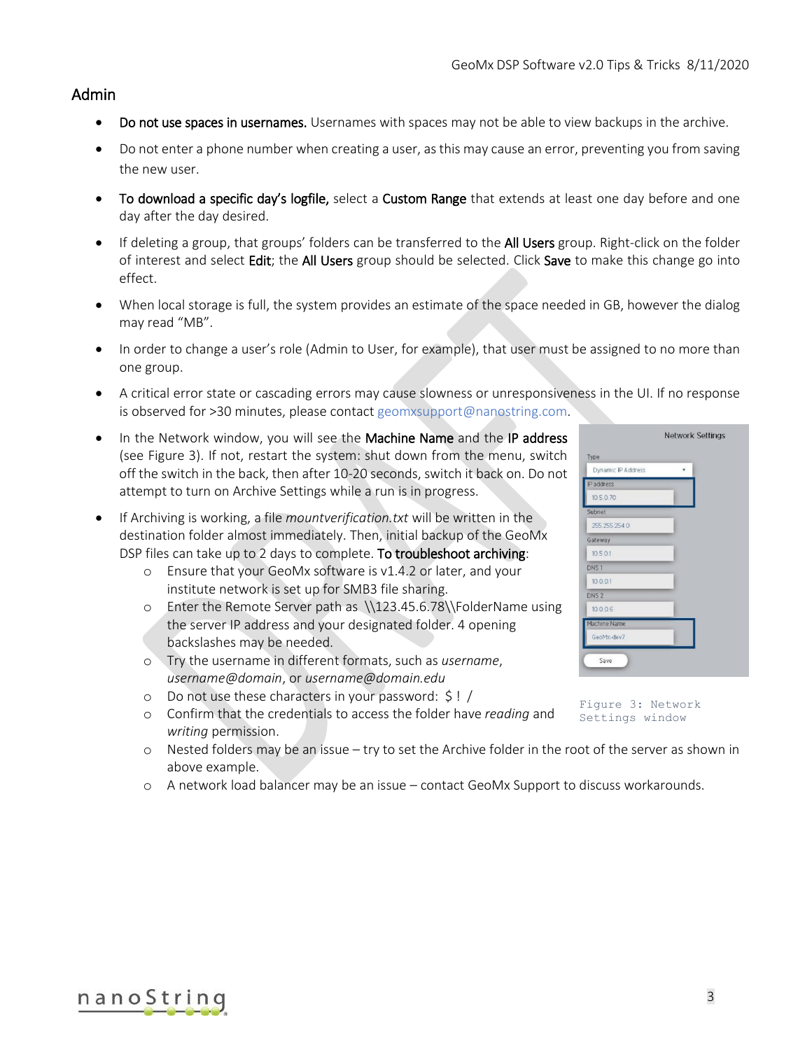## Admin

- **Do not use spaces in usernames.** Usernames with spaces may not be able to view backups in the archive.
- Do not enter a phone number when creating a user, as this may cause an error, preventing you from saving the new user.
- **To download a specific day's logfile,** select a **Custom Range** that extends at least one day before and one day after the day desired.
- If deleting a group, that groups' folders can be transferred to the **All Users** group. Right-click on the folder of interest and select **Edit**; the **All Users** group should be selected. Click **Save** to make this change go into effect.
- When local storage is full, the system provides an estimate of the space needed in GB, however the dialog may read "MB".
- In order to change a user's role (Admin to User, for example), that user must be assigned to no more than one group.
- A critical error state or cascading errors may cause slowness or unresponsiveness in the UI. If no response is observed for >30 minutes, please contact geomxsupport@nanostring.com.
- In the Network window, you will see the **Machine Name** and the **IP address** (see Figure 3). If not, restart the system: shut down from the menu, switch off the switch in the back, then after 10-20 seconds, switch it back on. Do not attempt to turn on Archive Settings while a run is in progress.
- If Archiving is working, a file *mountverification.txt* will be written in the destination folder almost immediately. Then, initial backup of the GeoMx DSP files can take up to 2 days to complete. **To troubleshoot archiving**:
  - Ensure that your GeoMx software is v1.4.2 or later, and your institute network is set up for SMB3 file sharing.
  - Enter the Remote Server path as \\123.45.6.78\\FolderName using the server IP address and your designated folder. 4 opening backslashes may be needed.
  - Try the username in different formats, such as *username*, *username@domain*, or *username@domain.edu*
  - Do not use these characters in your password: $ ! /
  - Confirm that the credentials to access the folder have *reading* and *writing* permission.
  - Nested folders may be an issue – try to set the Archive folder in the root of the server as shown in above example.
  - A network load balancer may be an issue – contact GeoMx Support to discuss workarounds.

Network Settings

Type: Dynamic IP Address

IP address: 10.5.0.70

Subnet: 255.255.254.0

Gateway: 10.5.0.1

DNS 1: 10.0.0.1

DNS 2: 10.0.0.6

Machine Name: GeoMx-dev7

Save

Figure 3: Network Settings window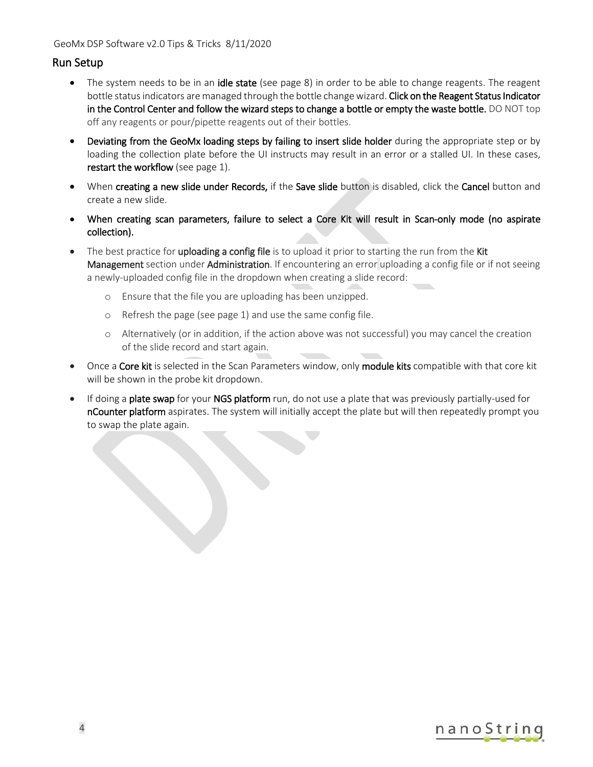## Run Setup

- The system needs to be in an **idle state** (see page 8) in order to be able to change reagents. The reagent bottle status indicators are managed through the bottle change wizard. **Click on the Reagent Status Indicator in the Control Center and follow the wizard steps to change a bottle or empty the waste bottle.** DO NOT top off any reagents or pour/pipette reagents out of their bottles.
- **Deviating from the GeoMx loading steps by failing to insert slide holder** during the appropriate step or by loading the collection plate before the UI instructs may result in an error or a stalled UI. In these cases, **restart the workflow** (see page 1).
- When **creating a new slide under Records,** if the **Save slide** button is disabled, click the **Cancel** button and create a new slide.
- **When creating scan parameters, failure to select a Core Kit will result in Scan-only mode (no aspirate collection).**
- The best practice for **uploading a config file** is to upload it prior to starting the run from the **Kit Management** section under **Administration**. If encountering an error uploading a config file or if not seeing a newly-uploaded config file in the dropdown when creating a slide record:
  - Ensure that the file you are uploading has been unzipped.
  - Refresh the page (see page 1) and use the same config file.
  - Alternatively (or in addition, if the action above was not successful) you may cancel the creation of the slide record and start again.
- Once a **Core kit** is selected in the Scan Parameters window, only **module kits** compatible with that core kit will be shown in the probe kit dropdown.
- If doing a **plate swap** for your **NGS platform** run, do not use a plate that was previously partially-used for **nCounter platform** aspirates. The system will initially accept the plate but will then repeatedly prompt you to swap the plate again.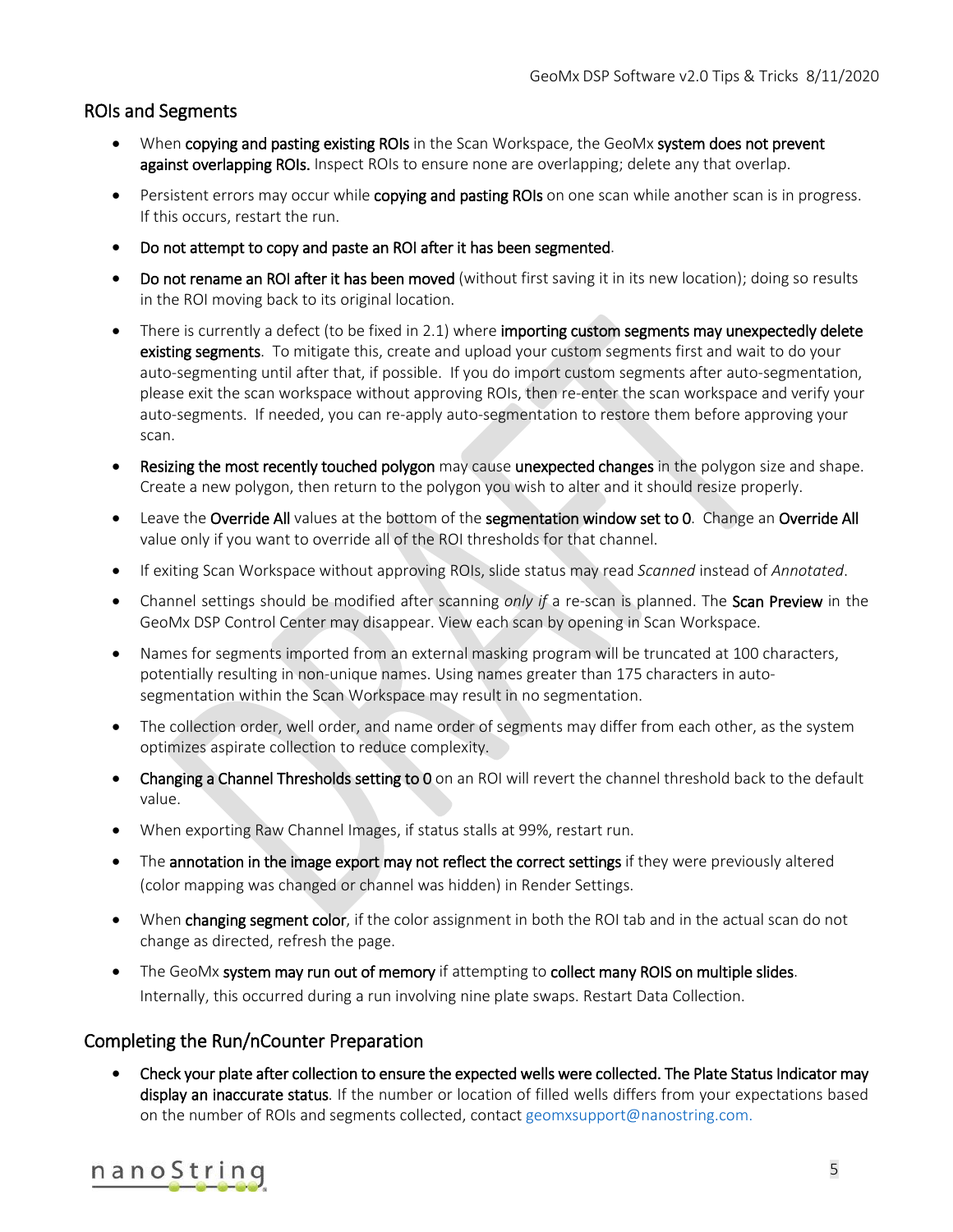## ROIs and Segments

- When **copying and pasting existing ROIs** in the Scan Workspace, the GeoMx **system does not prevent against overlapping ROIs.** Inspect ROIs to ensure none are overlapping; delete any that overlap.
- Persistent errors may occur while **copying and pasting ROIs** on one scan while another scan is in progress. If this occurs, restart the run.
- **Do not attempt to copy and paste an ROI after it has been segmented**.
- **Do not rename an ROI after it has been moved** (without first saving it in its new location); doing so results in the ROI moving back to its original location.
- There is currently a defect (to be fixed in 2.1) where **importing custom segments may unexpectedly delete existing segments**. To mitigate this, create and upload your custom segments first and wait to do your auto-segmenting until after that, if possible. If you do import custom segments after auto-segmentation, please exit the scan workspace without approving ROIs, then re-enter the scan workspace and verify your auto-segments. If needed, you can re-apply auto-segmentation to restore them before approving your scan.
- **Resizing the most recently touched polygon** may cause **unexpected changes** in the polygon size and shape. Create a new polygon, then return to the polygon you wish to alter and it should resize properly.
- Leave the **Override All** values at the bottom of the **segmentation window set to 0**. Change an **Override All** value only if you want to override all of the ROI thresholds for that channel.
- If exiting Scan Workspace without approving ROIs, slide status may read *Scanned* instead of *Annotated*.
- Channel settings should be modified after scanning *only if* a re-scan is planned. The **Scan Preview** in the GeoMx DSP Control Center may disappear. View each scan by opening in Scan Workspace.
- Names for segments imported from an external masking program will be truncated at 100 characters, potentially resulting in non-unique names. Using names greater than 175 characters in auto-segmentation within the Scan Workspace may result in no segmentation.
- The collection order, well order, and name order of segments may differ from each other, as the system optimizes aspirate collection to reduce complexity.
- **Changing a Channel Thresholds setting to 0** on an ROI will revert the channel threshold back to the default value.
- When exporting Raw Channel Images, if status stalls at 99%, restart run.
- The **annotation in the image export may not reflect the correct settings** if they were previously altered (color mapping was changed or channel was hidden) in Render Settings.
- When **changing segment color**, if the color assignment in both the ROI tab and in the actual scan do not change as directed, refresh the page.
- The GeoMx **system may run out of memory** if attempting to **collect many ROIS on multiple slides**. Internally, this occurred during a run involving nine plate swaps. Restart Data Collection.

## Completing the Run/nCounter Preparation

- **Check your plate after collection to ensure the expected wells were collected. The Plate Status Indicator may display an inaccurate status**. If the number or location of filled wells differs from your expectations based on the number of ROIs and segments collected, contact geomxsupport@nanostring.com.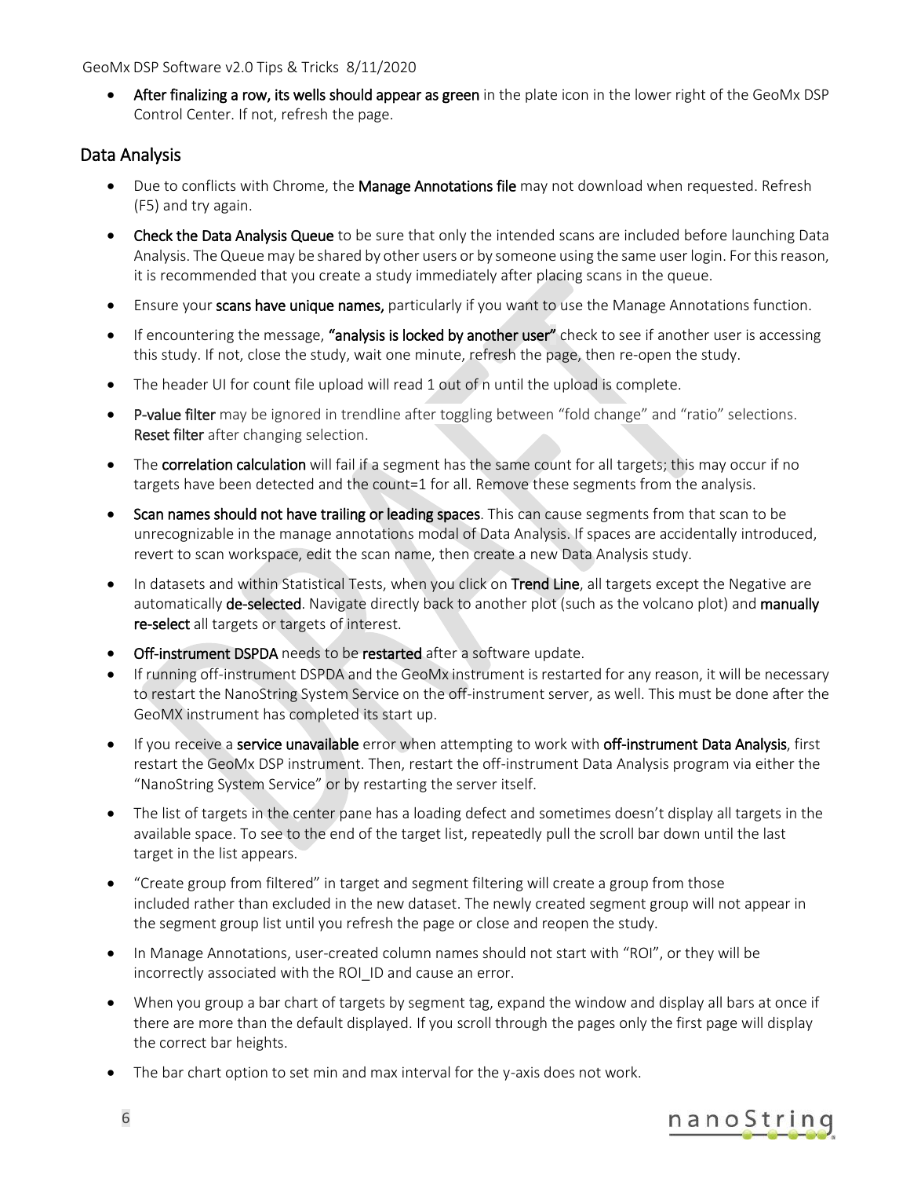- **After finalizing a row, its wells should appear as green** in the plate icon in the lower right of the GeoMx DSP Control Center. If not, refresh the page.

## Data Analysis

- Due to conflicts with Chrome, the **Manage Annotations file** may not download when requested. Refresh (F5) and try again.
- **Check the Data Analysis Queue** to be sure that only the intended scans are included before launching Data Analysis. The Queue may be shared by other users or by someone using the same user login. For this reason, it is recommended that you create a study immediately after placing scans in the queue.
- Ensure your **scans have unique names,** particularly if you want to use the Manage Annotations function.
- If encountering the message, **"analysis is locked by another user"** check to see if another user is accessing this study. If not, close the study, wait one minute, refresh the page, then re-open the study.
- The header UI for count file upload will read 1 out of n until the upload is complete.
- **P-value filter** may be ignored in trendline after toggling between "fold change" and "ratio" selections. **Reset filter** after changing selection.
- The **correlation calculation** will fail if a segment has the same count for all targets; this may occur if no targets have been detected and the count=1 for all. Remove these segments from the analysis.
- **Scan names should not have trailing or leading spaces**. This can cause segments from that scan to be unrecognizable in the manage annotations modal of Data Analysis. If spaces are accidentally introduced, revert to scan workspace, edit the scan name, then create a new Data Analysis study.
- In datasets and within Statistical Tests, when you click on **Trend Line**, all targets except the Negative are automatically **de-selected**. Navigate directly back to another plot (such as the volcano plot) and **manually re-select** all targets or targets of interest.
- **Off-instrument DSPDA** needs to be **restarted** after a software update.
- If running off-instrument DSPDA and the GeoMx instrument is restarted for any reason, it will be necessary to restart the NanoString System Service on the off-instrument server, as well. This must be done after the GeoMX instrument has completed its start up.
- If you receive a **service unavailable** error when attempting to work with **off-instrument Data Analysis**, first restart the GeoMx DSP instrument. Then, restart the off-instrument Data Analysis program via either the "NanoString System Service" or by restarting the server itself.
- The list of targets in the center pane has a loading defect and sometimes doesn't display all targets in the available space. To see to the end of the target list, repeatedly pull the scroll bar down until the last target in the list appears.
- "Create group from filtered" in target and segment filtering will create a group from those included rather than excluded in the new dataset. The newly created segment group will not appear in the segment group list until you refresh the page or close and reopen the study.
- In Manage Annotations, user-created column names should not start with "ROI", or they will be incorrectly associated with the ROI_ID and cause an error.
- When you group a bar chart of targets by segment tag, expand the window and display all bars at once if there are more than the default displayed. If you scroll through the pages only the first page will display the correct bar heights.
- The bar chart option to set min and max interval for the y-axis does not work.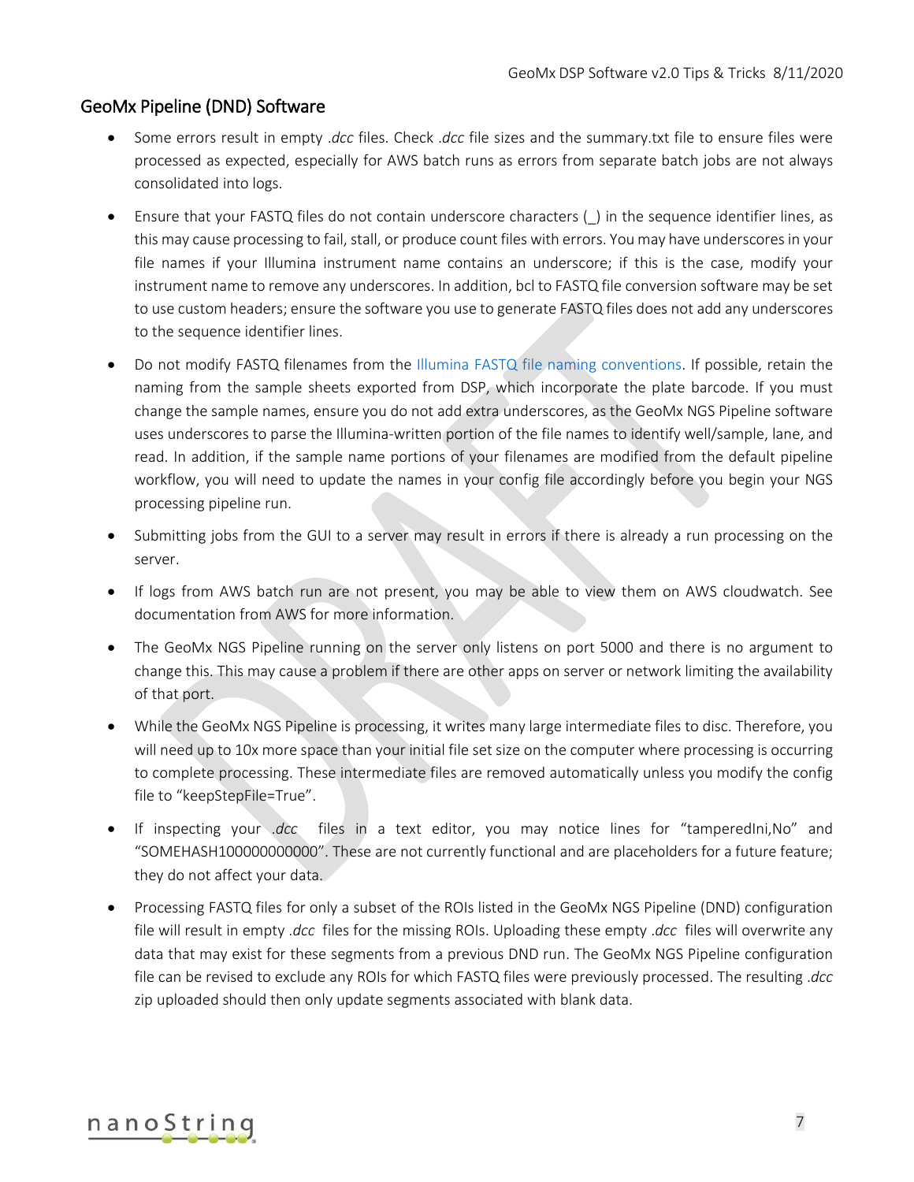## GeoMx Pipeline (DND) Software

- Some errors result in empty *.dcc* files. Check *.dcc* file sizes and the summary.txt file to ensure files were processed as expected, especially for AWS batch runs as errors from separate batch jobs are not always consolidated into logs.
- Ensure that your FASTQ files do not contain underscore characters (_) in the sequence identifier lines, as this may cause processing to fail, stall, or produce count files with errors. You may have underscores in your file names if your Illumina instrument name contains an underscore; if this is the case, modify your instrument name to remove any underscores. In addition, bcl to FASTQ file conversion software may be set to use custom headers; ensure the software you use to generate FASTQ files does not add any underscores to the sequence identifier lines.
- Do not modify FASTQ filenames from the Illumina FASTQ file naming conventions. If possible, retain the naming from the sample sheets exported from DSP, which incorporate the plate barcode. If you must change the sample names, ensure you do not add extra underscores, as the GeoMx NGS Pipeline software uses underscores to parse the Illumina-written portion of the file names to identify well/sample, lane, and read. In addition, if the sample name portions of your filenames are modified from the default pipeline workflow, you will need to update the names in your config file accordingly before you begin your NGS processing pipeline run.
- Submitting jobs from the GUI to a server may result in errors if there is already a run processing on the server.
- If logs from AWS batch run are not present, you may be able to view them on AWS cloudwatch. See documentation from AWS for more information.
- The GeoMx NGS Pipeline running on the server only listens on port 5000 and there is no argument to change this. This may cause a problem if there are other apps on server or network limiting the availability of that port.
- While the GeoMx NGS Pipeline is processing, it writes many large intermediate files to disc. Therefore, you will need up to 10x more space than your initial file set size on the computer where processing is occurring to complete processing. These intermediate files are removed automatically unless you modify the config file to "keepStepFile=True".
- If inspecting your *.dcc* files in a text editor, you may notice lines for "tamperedIni,No" and "SOMEHASH100000000000". These are not currently functional and are placeholders for a future feature; they do not affect your data.
- Processing FASTQ files for only a subset of the ROIs listed in the GeoMx NGS Pipeline (DND) configuration file will result in empty *.dcc* files for the missing ROIs. Uploading these empty *.dcc* files will overwrite any data that may exist for these segments from a previous DND run. The GeoMx NGS Pipeline configuration file can be revised to exclude any ROIs for which FASTQ files were previously processed. The resulting *.dcc* zip uploaded should then only update segments associated with blank data.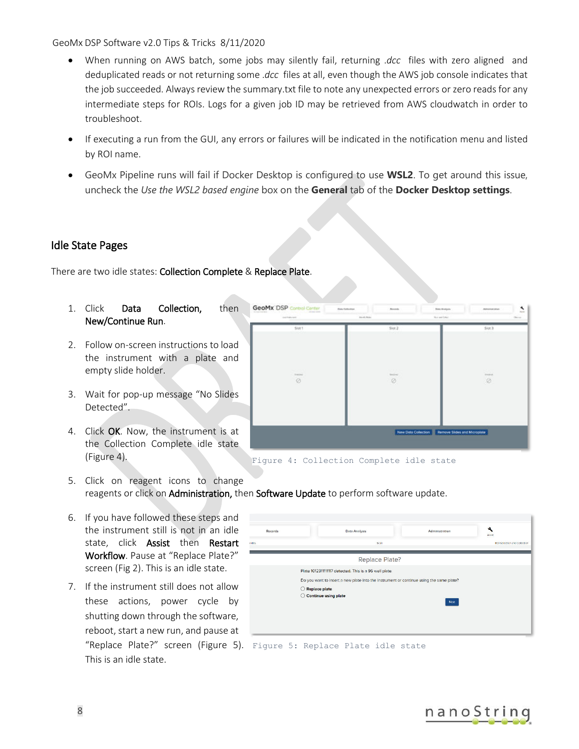- When running on AWS batch, some jobs may silently fail, returning *.dcc* files with zero aligned and deduplicated reads or not returning some *.dcc* files at all, even though the AWS job console indicates that the job succeeded. Always review the summary.txt file to note any unexpected errors or zero reads for any intermediate steps for ROIs. Logs for a given job ID may be retrieved from AWS cloudwatch in order to troubleshoot.
- If executing a run from the GUI, any errors or failures will be indicated in the notification menu and listed by ROI name.
- GeoMx Pipeline runs will fail if Docker Desktop is configured to use **WSL2**. To get around this issue, uncheck the *Use the WSL2 based engine* box on the **General** tab of the **Docker Desktop settings**.

## Idle State Pages

There are two idle states: Collection Complete & Replace Plate.

1. Click Data Collection, then New/Continue Run.
2. Follow on-screen instructions to load the instrument with a plate and empty slide holder.
3. Wait for pop-up message "No Slides Detected".
4. Click OK. Now, the instrument is at the Collection Complete idle state (Figure 4).

Figure 4: Collection Complete idle state

5. Click on reagent icons to change reagents or click on Administration, then Software Update to perform software update.
6. If you have followed these steps and the instrument still is not in an idle state, click Assist then Restart Workflow. Pause at "Replace Plate?" screen (Fig 2). This is an idle state.
7. If the instrument still does not allow these actions, power cycle by shutting down through the software, reboot, start a new run, and pause at "Replace Plate?" screen (Figure 5). This is an idle state.

Figure 5: Replace Plate idle state